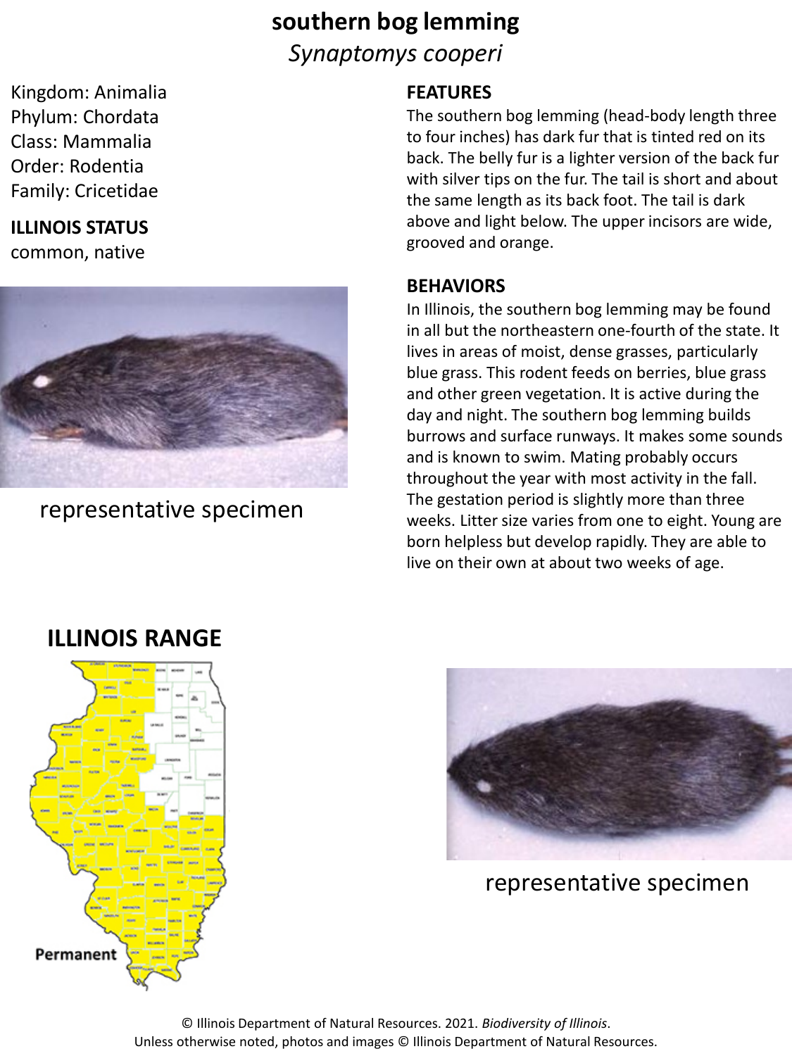# southern bog lemming

*Synaptomys cooperi*

Kingdom: Animalia
Phylum: Chordata
Class: Mammalia
Order: Rodentia
Family: Cricetidae

**ILLINOIS STATUS**

common, native

representative specimen

## FEATURES

The southern bog lemming (head-body length three to four inches) has dark fur that is tinted red on its back. The belly fur is a lighter version of the back fur with silver tips on the fur. The tail is short and about the same length as its back foot. The tail is dark above and light below. The upper incisors are wide, grooved and orange.

## BEHAVIORS

In Illinois, the southern bog lemming may be found in all but the northeastern one-fourth of the state. It lives in areas of moist, dense grasses, particularly blue grass. This rodent feeds on berries, blue grass and other green vegetation. It is active during the day and night. The southern bog lemming builds burrows and surface runways. It makes some sounds and is known to swim. Mating probably occurs throughout the year with most activity in the fall. The gestation period is slightly more than three weeks. Litter size varies from one to eight. Young are born helpless but develop rapidly. They are able to live on their own at about two weeks of age.

## ILLINOIS RANGE

Permanent

representative specimen

© Illinois Department of Natural Resources. 2021. *Biodiversity of Illinois*.
Unless otherwise noted, photos and images © Illinois Department of Natural Resources.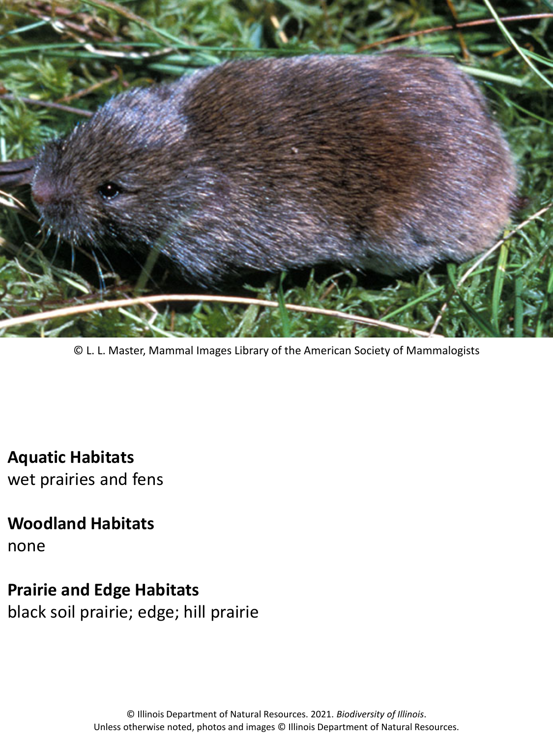© L. L. Master, Mammal Images Library of the American Society of Mammalogists

**Aquatic Habitats**
wet prairies and fens

**Woodland Habitats**
none

**Prairie and Edge Habitats**
black soil prairie; edge; hill prairie

© Illinois Department of Natural Resources. 2021. *Biodiversity of Illinois*.
Unless otherwise noted, photos and images © Illinois Department of Natural Resources.